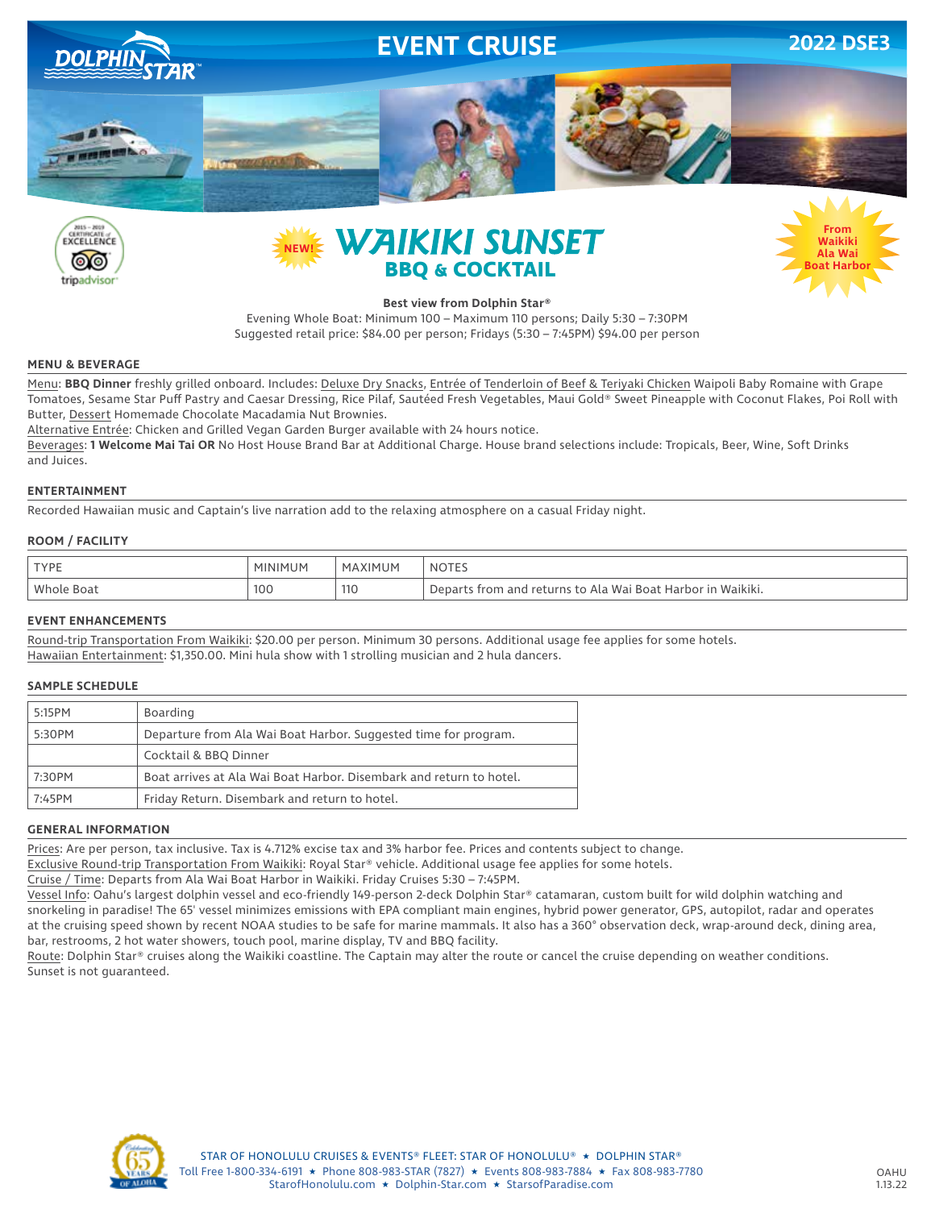DOLPHIN STAR™

# EVENT CRUISE

2022 DSE3

2015 – 2019 CERTIFICATE of EXCELLENCE tripadvisor

NEW!

# WAIKIKI SUNSET BBQ & COCKTAIL

From Waikiki Ala Wai Boat Harbor

**Best view from Dolphin Star®**

Evening Whole Boat: Minimum 100 – Maximum 110 persons; Daily 5:30 – 7:30PM
Suggested retail price: $84.00 per person; Fridays (5:30 – 7:45PM) $94.00 per person

## MENU & BEVERAGE

Menu: **BBQ Dinner** freshly grilled onboard. Includes: Deluxe Dry Snacks, Entrée of Tenderloin of Beef & Teriyaki Chicken Waipoli Baby Romaine with Grape Tomatoes, Sesame Star Puff Pastry and Caesar Dressing, Rice Pilaf, Sautéed Fresh Vegetables, Maui Gold® Sweet Pineapple with Coconut Flakes, Poi Roll with Butter, Dessert Homemade Chocolate Macadamia Nut Brownies.

Alternative Entrée: Chicken and Grilled Vegan Garden Burger available with 24 hours notice.

Beverages: **1 Welcome Mai Tai OR** No Host House Brand Bar at Additional Charge. House brand selections include: Tropicals, Beer, Wine, Soft Drinks and Juices.

## ENTERTAINMENT

Recorded Hawaiian music and Captain's live narration add to the relaxing atmosphere on a casual Friday night.

## ROOM / FACILITY

| TYPE | MINIMUM | MAXIMUM | NOTES |
|---|---|---|---|
| Whole Boat | 100 | 110 | Departs from and returns to Ala Wai Boat Harbor in Waikiki. |

## EVENT ENHANCEMENTS

Round-trip Transportation From Waikiki: $20.00 per person. Minimum 30 persons. Additional usage fee applies for some hotels.
Hawaiian Entertainment: $1,350.00. Mini hula show with 1 strolling musician and 2 hula dancers.

## SAMPLE SCHEDULE

| | |
|---|---|
| 5:15PM | Boarding |
| 5:30PM | Departure from Ala Wai Boat Harbor. Suggested time for program. |
| | Cocktail & BBQ Dinner |
| 7:30PM | Boat arrives at Ala Wai Boat Harbor. Disembark and return to hotel. |
| 7:45PM | Friday Return. Disembark and return to hotel. |

## GENERAL INFORMATION

Prices: Are per person, tax inclusive. Tax is 4.712% excise tax and 3% harbor fee. Prices and contents subject to change.
Exclusive Round-trip Transportation From Waikiki: Royal Star® vehicle. Additional usage fee applies for some hotels.
Cruise / Time: Departs from Ala Wai Boat Harbor in Waikiki. Friday Cruises 5:30 – 7:45PM.
Vessel Info: Oahu's largest dolphin vessel and eco-friendly 149-person 2-deck Dolphin Star® catamaran, custom built for wild dolphin watching and snorkeling in paradise! The 65' vessel minimizes emissions with EPA compliant main engines, hybrid power generator, GPS, autopilot, radar and operates at the cruising speed shown by recent NOAA studies to be safe for marine mammals. It also has a 360° observation deck, wrap-around deck, dining area, bar, restrooms, 2 hot water showers, touch pool, marine display, TV and BBQ facility.
Route: Dolphin Star® cruises along the Waikiki coastline. The Captain may alter the route or cancel the cruise depending on weather conditions. Sunset is not guaranteed.

Celebrating 65 Years of Aloha

STAR OF HONOLULU CRUISES & EVENTS® FLEET: STAR OF HONOLULU® ★ DOLPHIN STAR®
Toll Free 1-800-334-6191 ★ Phone 808-983-STAR (7827) ★ Events 808-983-7884 ★ Fax 808-983-7780
StarofHonolulu.com ★ Dolphin-Star.com ★ StarsofParadise.com

OAHU 1.13.22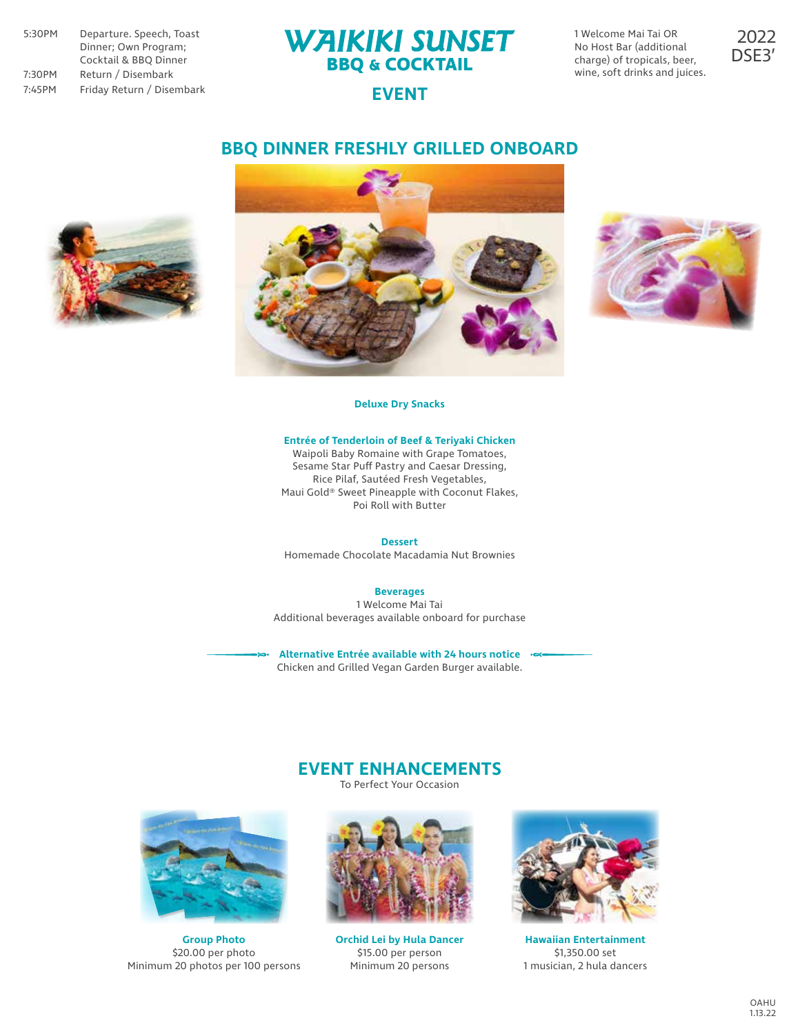| | |
|---|---|
| 5:30PM | Departure. Speech, Toast Dinner; Own Program; Cocktail & BBQ Dinner |
| 7:30PM | Return / Disembark |
| 7:45PM | Friday Return / Disembark |

# WAIKIKI SUNSET
## BBQ & COCKTAIL
## EVENT

1 Welcome Mai Tai OR No Host Bar (additional charge) of tropicals, beer, wine, soft drinks and juices.

2022
DSE3'

## BBQ DINNER FRESHLY GRILLED ONBOARD

**Deluxe Dry Snacks**

**Entrée of Tenderloin of Beef & Teriyaki Chicken**
Waipoli Baby Romaine with Grape Tomatoes,
Sesame Star Puff Pastry and Caesar Dressing,
Rice Pilaf, Sautéed Fresh Vegetables,
Maui Gold® Sweet Pineapple with Coconut Flakes,
Poi Roll with Butter

**Dessert**
Homemade Chocolate Macadamia Nut Brownies

**Beverages**
1 Welcome Mai Tai
Additional beverages available onboard for purchase

**Alternative Entrée available with 24 hours notice**
Chicken and Grilled Vegan Garden Burger available.

## EVENT ENHANCEMENTS
To Perfect Your Occasion

**Group Photo**
$20.00 per photo
Minimum 20 photos per 100 persons

**Orchid Lei by Hula Dancer**
$15.00 per person
Minimum 20 persons

**Hawaiian Entertainment**
$1,350.00 set
1 musician, 2 hula dancers

OAHU
1.13.22